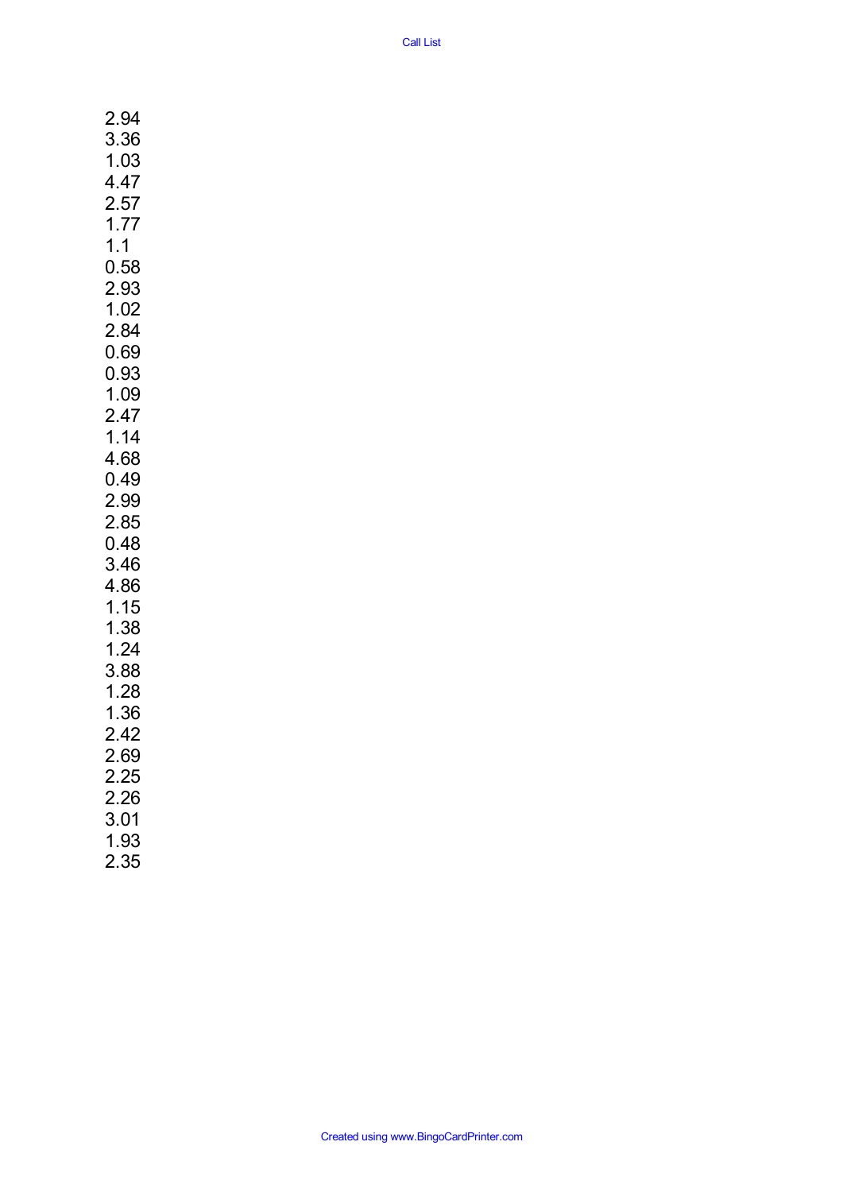# Call List

2.94
3.36
1.03
4.47
2.57
1.77
1.1
0.58
2.93
1.02
2.84
0.69
0.93
1.09
2.47
1.14
4.68
0.49
2.99
2.85
0.48
3.46
4.86
1.15
1.38
1.24
3.88
1.28
1.36
2.42
2.69
2.25
2.26
3.01
1.93
2.35

Created using www.BingoCardPrinter.com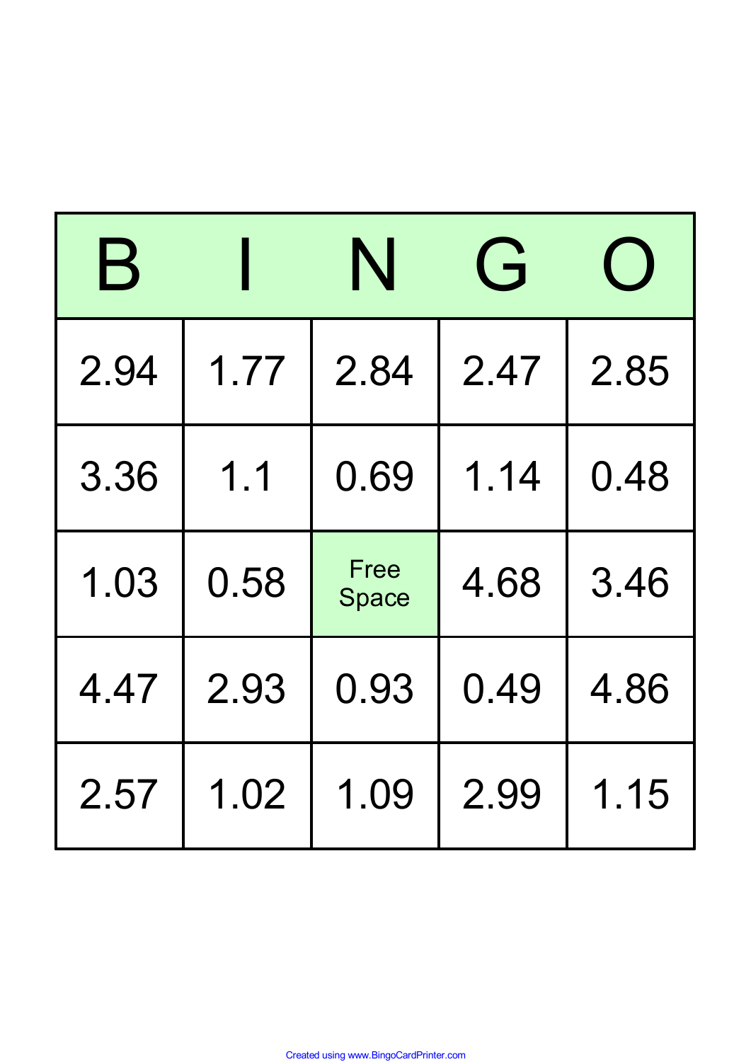| B | I | N | G | O |
|---|---|---|---|---|
| 2.94 | 1.77 | 2.84 | 2.47 | 2.85 |
| 3.36 | 1.1 | 0.69 | 1.14 | 0.48 |
| 1.03 | 0.58 | Free Space | 4.68 | 3.46 |
| 4.47 | 2.93 | 0.93 | 0.49 | 4.86 |
| 2.57 | 1.02 | 1.09 | 2.99 | 1.15 |

Created using www.BingoCardPrinter.com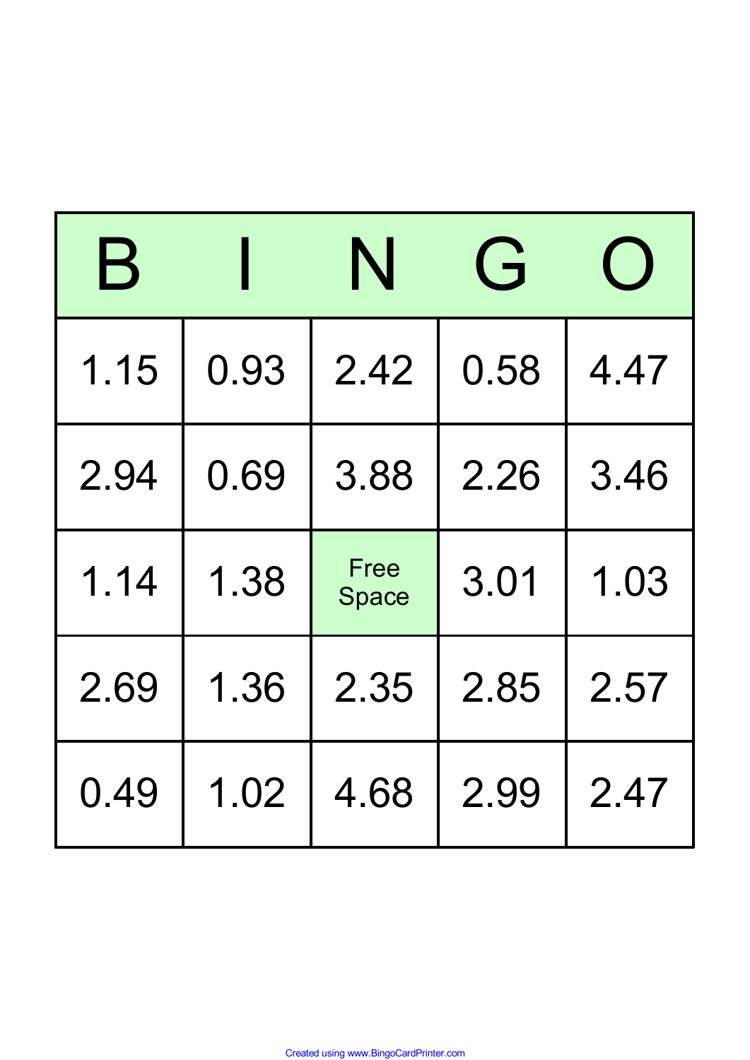| B | I | N | G | O |
|---|---|---|---|---|
| 1.15 | 0.93 | 2.42 | 0.58 | 4.47 |
| 2.94 | 0.69 | 3.88 | 2.26 | 3.46 |
| 1.14 | 1.38 | Free Space | 3.01 | 1.03 |
| 2.69 | 1.36 | 2.35 | 2.85 | 2.57 |
| 0.49 | 1.02 | 4.68 | 2.99 | 2.47 |

Created using www.BingoCardPrinter.com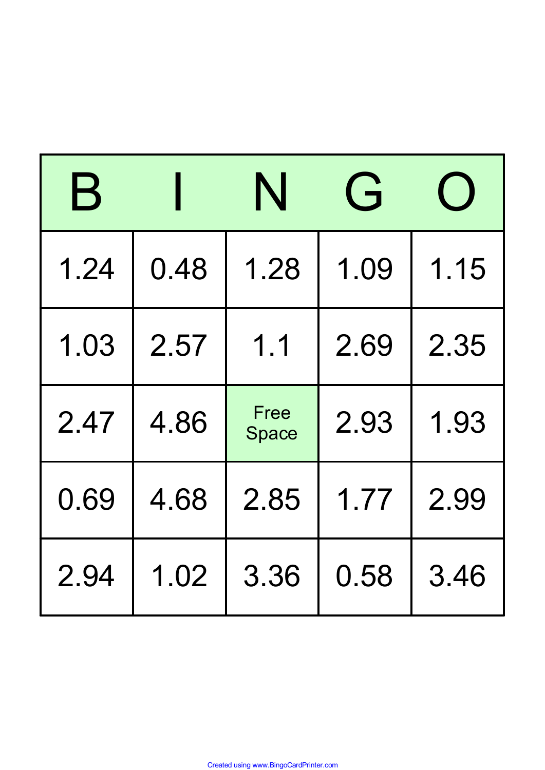| B | I | N | G | O |
| --- | --- | --- | --- | --- |
| 1.24 | 0.48 | 1.28 | 1.09 | 1.15 |
| 1.03 | 2.57 | 1.1 | 2.69 | 2.35 |
| 2.47 | 4.86 | Free Space | 2.93 | 1.93 |
| 0.69 | 4.68 | 2.85 | 1.77 | 2.99 |
| 2.94 | 1.02 | 3.36 | 0.58 | 3.46 |

Created using www.BingoCardPrinter.com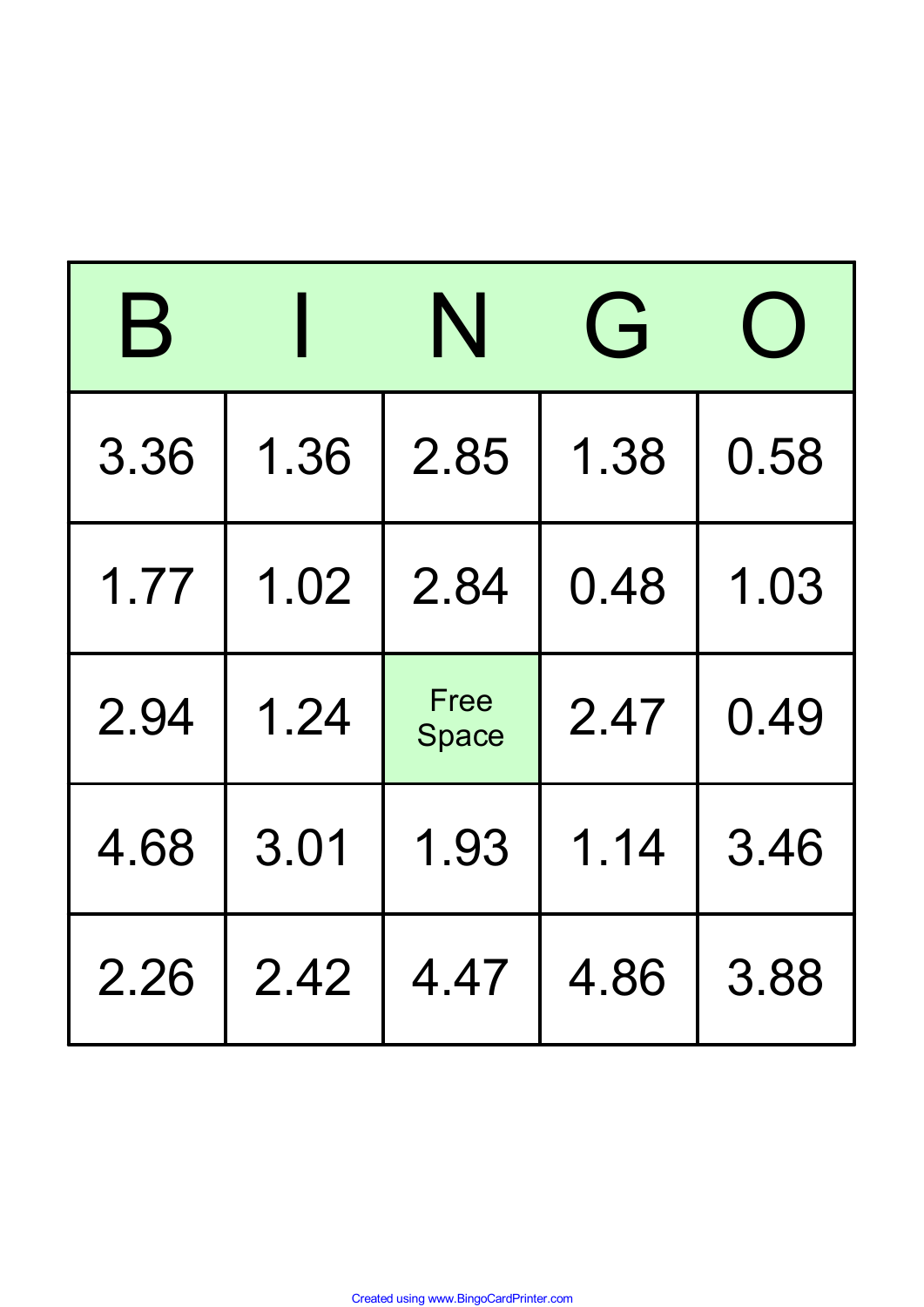| B | I | N | G | O |
|---|---|---|---|---|
| 3.36 | 1.36 | 2.85 | 1.38 | 0.58 |
| 1.77 | 1.02 | 2.84 | 0.48 | 1.03 |
| 2.94 | 1.24 | Free Space | 2.47 | 0.49 |
| 4.68 | 3.01 | 1.93 | 1.14 | 3.46 |
| 2.26 | 2.42 | 4.47 | 4.86 | 3.88 |

Created using www.BingoCardPrinter.com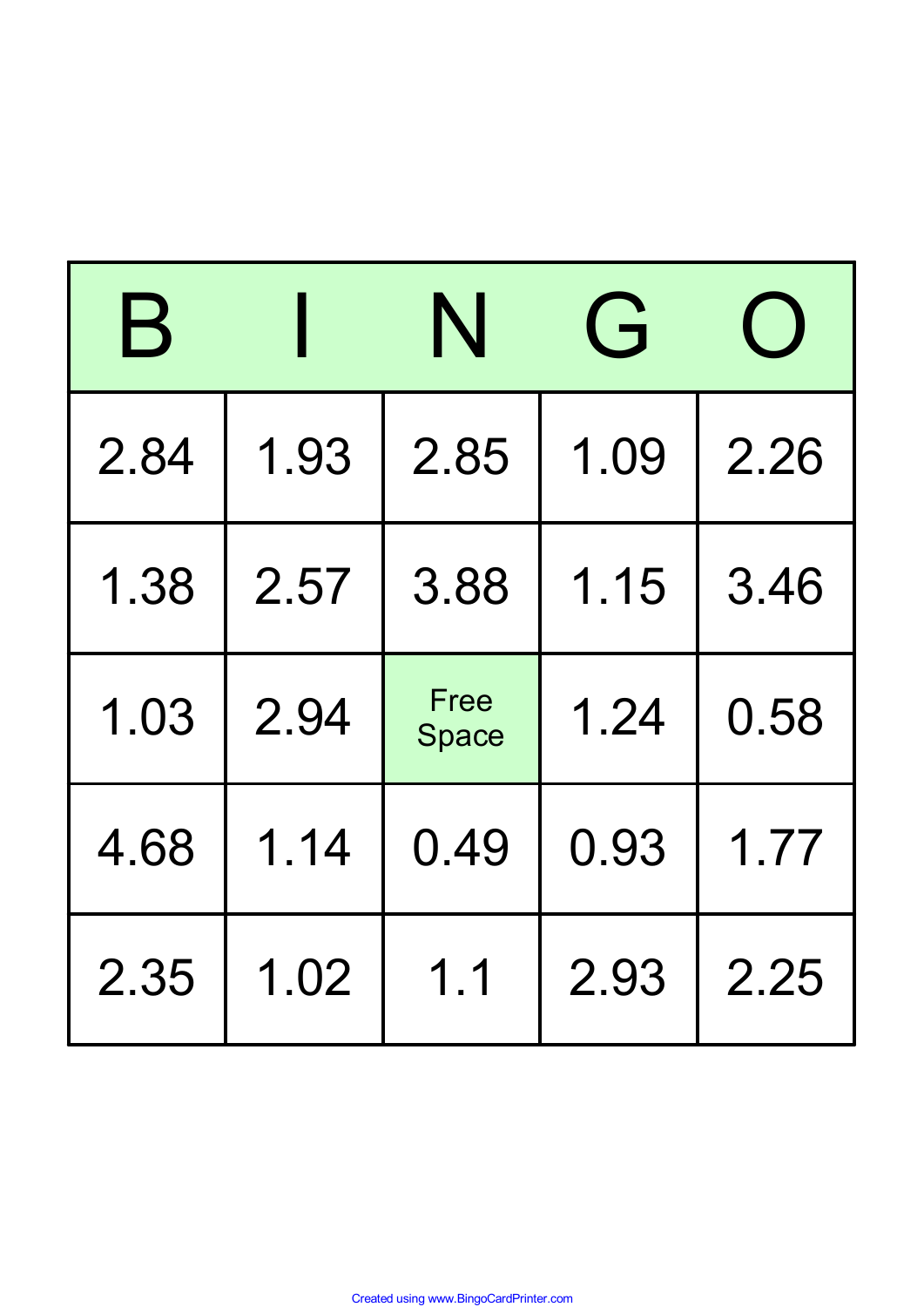| B | I | N | G | O |
|---|---|---|---|---|
| 2.84 | 1.93 | 2.85 | 1.09 | 2.26 |
| 1.38 | 2.57 | 3.88 | 1.15 | 3.46 |
| 1.03 | 2.94 | Free Space | 1.24 | 0.58 |
| 4.68 | 1.14 | 0.49 | 0.93 | 1.77 |
| 2.35 | 1.02 | 1.1 | 2.93 | 2.25 |

Created using www.BingoCardPrinter.com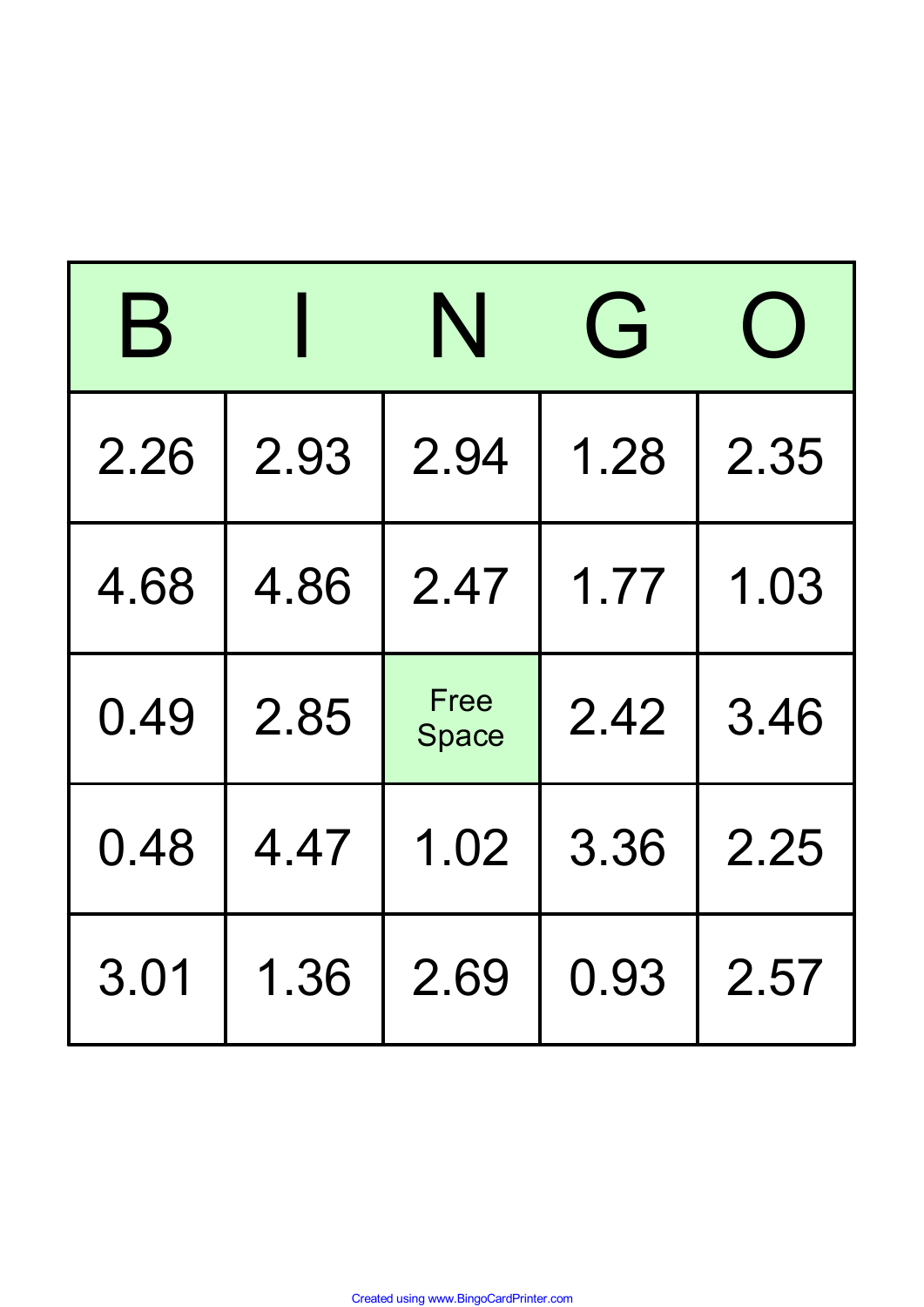| B | I | N | G | O |
| --- | --- | --- | --- | --- |
| 2.26 | 2.93 | 2.94 | 1.28 | 2.35 |
| 4.68 | 4.86 | 2.47 | 1.77 | 1.03 |
| 0.49 | 2.85 | Free Space | 2.42 | 3.46 |
| 0.48 | 4.47 | 1.02 | 3.36 | 2.25 |
| 3.01 | 1.36 | 2.69 | 0.93 | 2.57 |

Created using www.BingoCardPrinter.com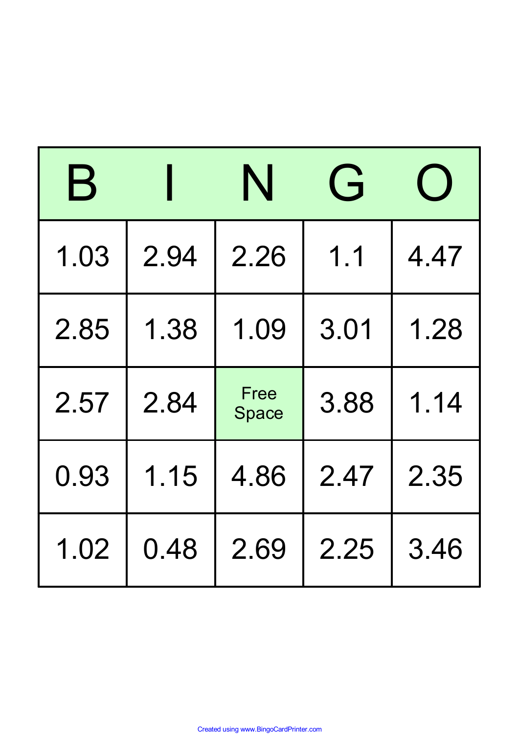| B | I | N | G | O |
|---|---|---|---|---|
| 1.03 | 2.94 | 2.26 | 1.1 | 4.47 |
| 2.85 | 1.38 | 1.09 | 3.01 | 1.28 |
| 2.57 | 2.84 | Free Space | 3.88 | 1.14 |
| 0.93 | 1.15 | 4.86 | 2.47 | 2.35 |
| 1.02 | 0.48 | 2.69 | 2.25 | 3.46 |

Created using www.BingoCardPrinter.com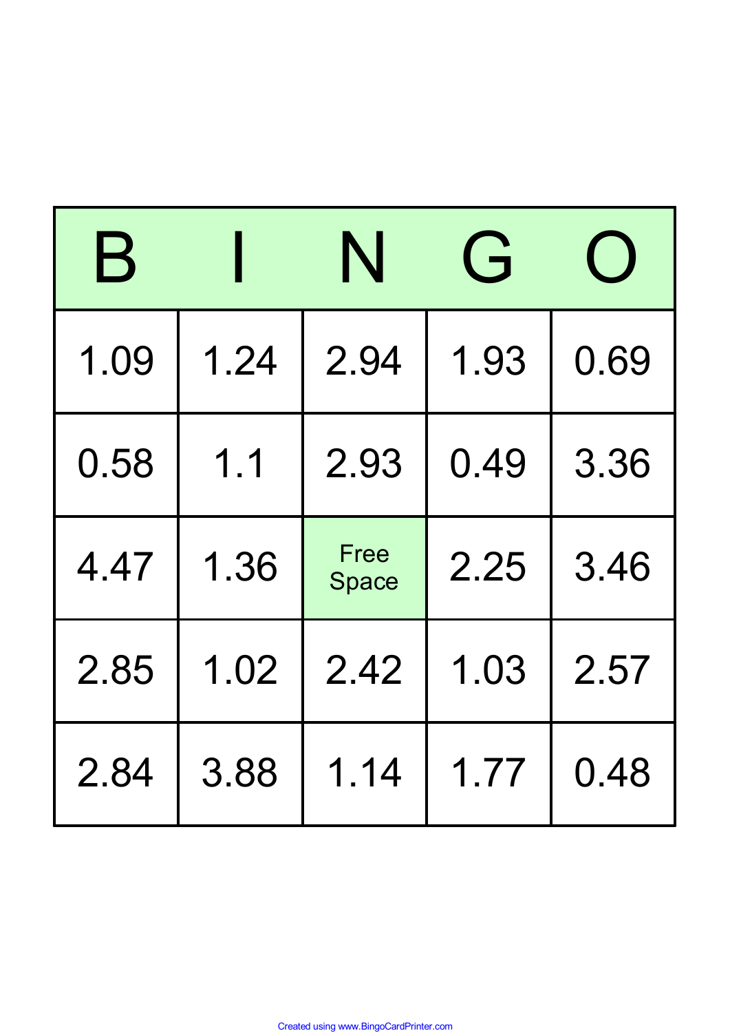| B | I | N | G | O |
|---|---|---|---|---|
| 1.09 | 1.24 | 2.94 | 1.93 | 0.69 |
| 0.58 | 1.1 | 2.93 | 0.49 | 3.36 |
| 4.47 | 1.36 | Free Space | 2.25 | 3.46 |
| 2.85 | 1.02 | 2.42 | 1.03 | 2.57 |
| 2.84 | 3.88 | 1.14 | 1.77 | 0.48 |

Created using www.BingoCardPrinter.com